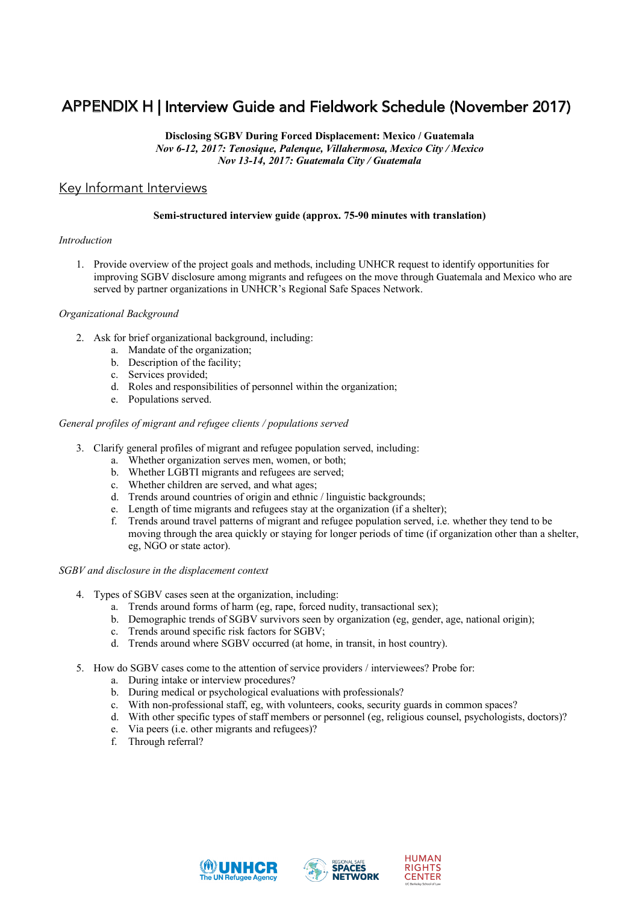# APPENDIX H | Interview Guide and Fieldwork Schedule (November 2017)

**Disclosing SGBV During Forced Displacement: Mexico / Guatemala**
***Nov 6-12, 2017: Tenosique, Palenque, Villahermosa, Mexico City / Mexico***
***Nov 13-14, 2017: Guatemala City / Guatemala***

## Key Informant Interviews

**Semi-structured interview guide (approx. 75-90 minutes with translation)**

*Introduction*

1. Provide overview of the project goals and methods, including UNHCR request to identify opportunities for improving SGBV disclosure among migrants and refugees on the move through Guatemala and Mexico who are served by partner organizations in UNHCR's Regional Safe Spaces Network.

*Organizational Background*

2. Ask for brief organizational background, including:
   a. Mandate of the organization;
   b. Description of the facility;
   c. Services provided;
   d. Roles and responsibilities of personnel within the organization;
   e. Populations served.

*General profiles of migrant and refugee clients / populations served*

3. Clarify general profiles of migrant and refugee population served, including:
   a. Whether organization serves men, women, or both;
   b. Whether LGBTI migrants and refugees are served;
   c. Whether children are served, and what ages;
   d. Trends around countries of origin and ethnic / linguistic backgrounds;
   e. Length of time migrants and refugees stay at the organization (if a shelter);
   f. Trends around travel patterns of migrant and refugee population served, i.e. whether they tend to be moving through the area quickly or staying for longer periods of time (if organization other than a shelter, eg, NGO or state actor).

*SGBV and disclosure in the displacement context*

4. Types of SGBV cases seen at the organization, including:
   a. Trends around forms of harm (eg, rape, forced nudity, transactional sex);
   b. Demographic trends of SGBV survivors seen by organization (eg, gender, age, national origin);
   c. Trends around specific risk factors for SGBV;
   d. Trends around where SGBV occurred (at home, in transit, in host country).

5. How do SGBV cases come to the attention of service providers / interviewees? Probe for:
   a. During intake or interview procedures?
   b. During medical or psychological evaluations with professionals?
   c. With non-professional staff, eg, with volunteers, cooks, security guards in common spaces?
   d. With other specific types of staff members or personnel (eg, religious counsel, psychologists, doctors)?
   e. Via peers (i.e. other migrants and refugees)?
   f. Through referral?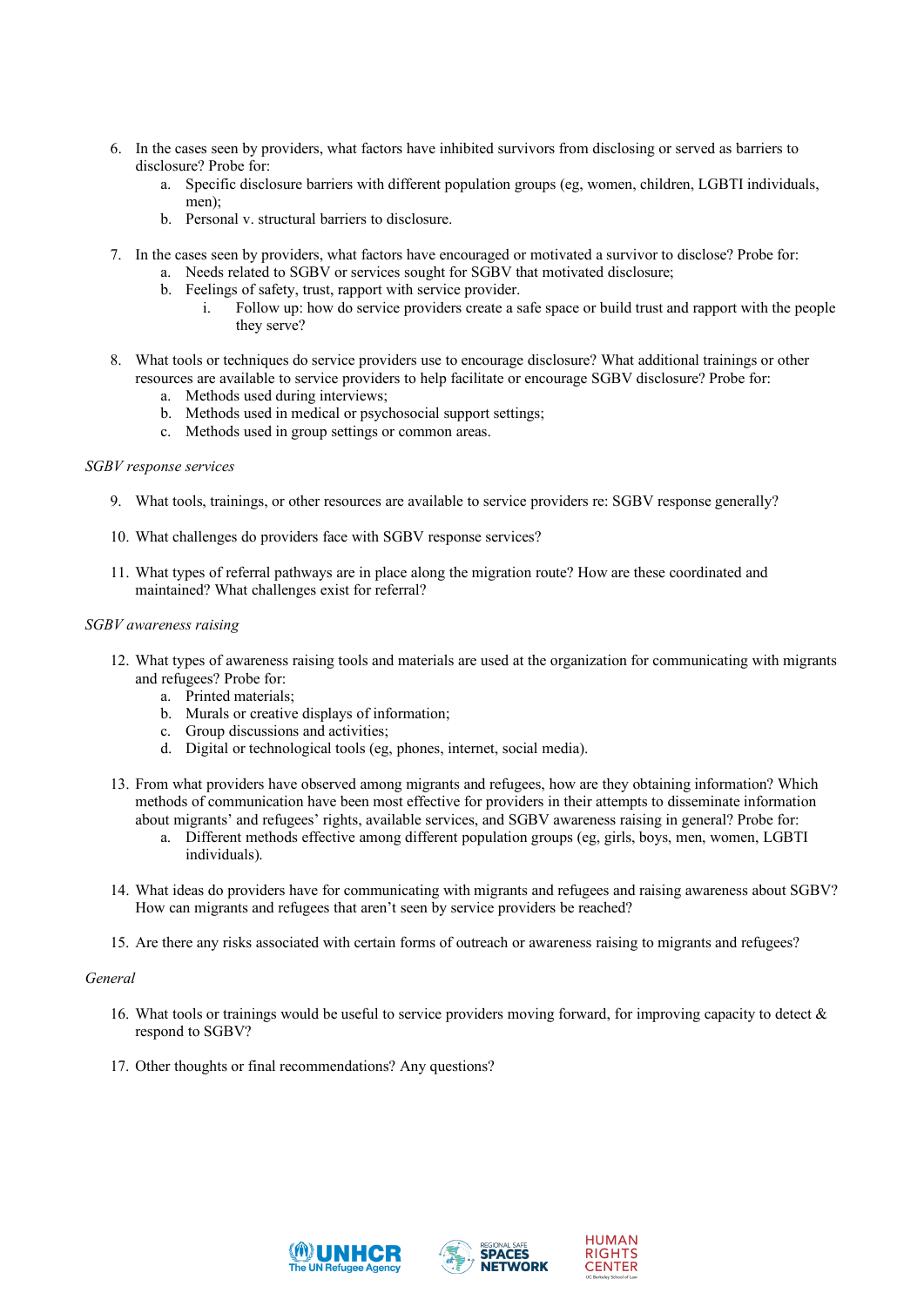6. In the cases seen by providers, what factors have inhibited survivors from disclosing or served as barriers to disclosure? Probe for:
    a. Specific disclosure barriers with different population groups (eg, women, children, LGBTI individuals, men);
    b. Personal v. structural barriers to disclosure.

7. In the cases seen by providers, what factors have encouraged or motivated a survivor to disclose? Probe for:
    a. Needs related to SGBV or services sought for SGBV that motivated disclosure;
    b. Feelings of safety, trust, rapport with service provider.
        i. Follow up: how do service providers create a safe space or build trust and rapport with the people they serve?

8. What tools or techniques do service providers use to encourage disclosure? What additional trainings or other resources are available to service providers to help facilitate or encourage SGBV disclosure? Probe for:
    a. Methods used during interviews;
    b. Methods used in medical or psychosocial support settings;
    c. Methods used in group settings or common areas.

*SGBV response services*

9. What tools, trainings, or other resources are available to service providers re: SGBV response generally?

10. What challenges do providers face with SGBV response services?

11. What types of referral pathways are in place along the migration route? How are these coordinated and maintained? What challenges exist for referral?

*SGBV awareness raising*

12. What types of awareness raising tools and materials are used at the organization for communicating with migrants and refugees? Probe for:
    a. Printed materials;
    b. Murals or creative displays of information;
    c. Group discussions and activities;
    d. Digital or technological tools (eg, phones, internet, social media).

13. From what providers have observed among migrants and refugees, how are they obtaining information? Which methods of communication have been most effective for providers in their attempts to disseminate information about migrants' and refugees' rights, available services, and SGBV awareness raising in general? Probe for:
    a. Different methods effective among different population groups (eg, girls, boys, men, women, LGBTI individuals).

14. What ideas do providers have for communicating with migrants and refugees and raising awareness about SGBV? How can migrants and refugees that aren't seen by service providers be reached?

15. Are there any risks associated with certain forms of outreach or awareness raising to migrants and refugees?

*General*

16. What tools or trainings would be useful to service providers moving forward, for improving capacity to detect & respond to SGBV?

17. Other thoughts or final recommendations? Any questions?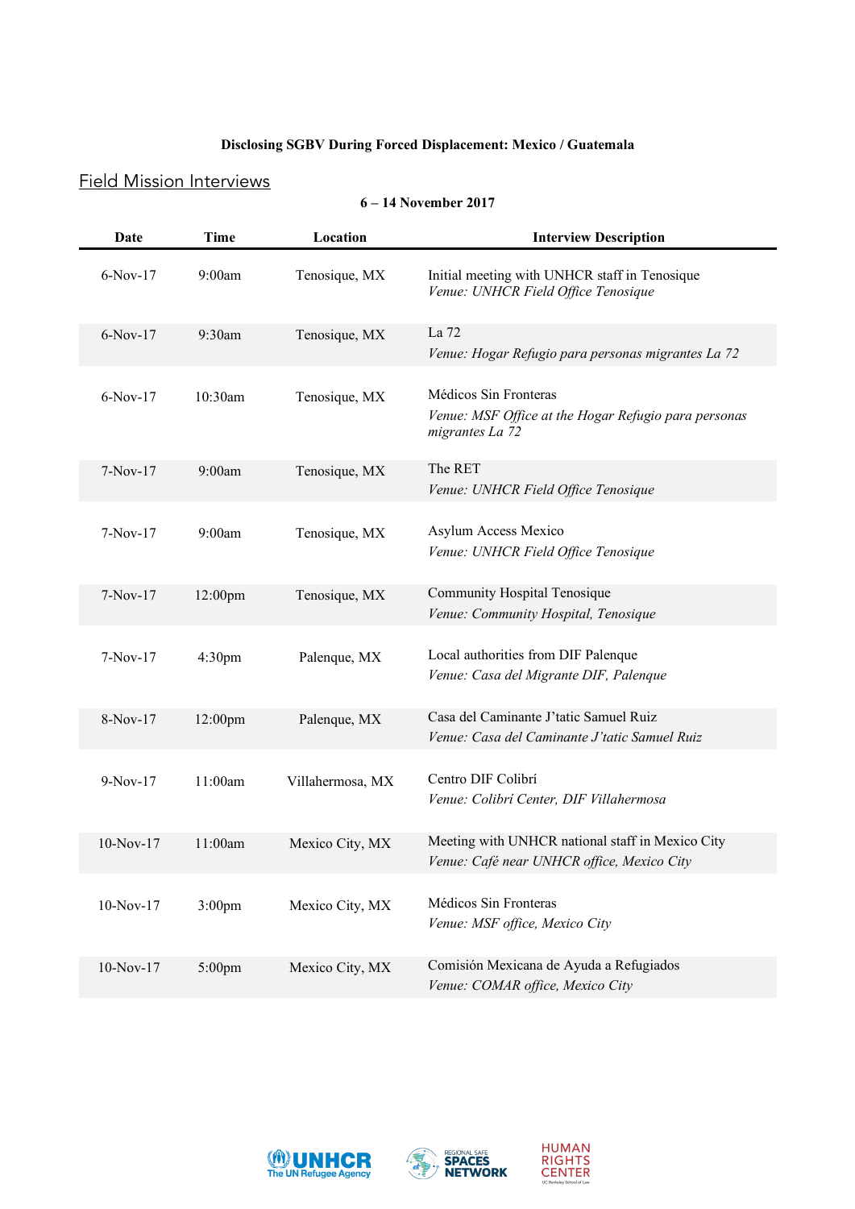**Disclosing SGBV During Forced Displacement: Mexico / Guatemala**

## Field Mission Interviews

**6 – 14 November 2017**

| Date | Time | Location | Interview Description |
|---|---|---|---|
| 6-Nov-17 | 9:00am | Tenosique, MX | Initial meeting with UNHCR staff in Tenosique<br>*Venue: UNHCR Field Office Tenosique* |
| 6-Nov-17 | 9:30am | Tenosique, MX | La 72<br>*Venue: Hogar Refugio para personas migrantes La 72* |
| 6-Nov-17 | 10:30am | Tenosique, MX | Médicos Sin Fronteras<br>*Venue: MSF Office at the Hogar Refugio para personas migrantes La 72* |
| 7-Nov-17 | 9:00am | Tenosique, MX | The RET<br>*Venue: UNHCR Field Office Tenosique* |
| 7-Nov-17 | 9:00am | Tenosique, MX | Asylum Access Mexico<br>*Venue: UNHCR Field Office Tenosique* |
| 7-Nov-17 | 12:00pm | Tenosique, MX | Community Hospital Tenosique<br>*Venue: Community Hospital, Tenosique* |
| 7-Nov-17 | 4:30pm | Palenque, MX | Local authorities from DIF Palenque<br>*Venue: Casa del Migrante DIF, Palenque* |
| 8-Nov-17 | 12:00pm | Palenque, MX | Casa del Caminante J'tatic Samuel Ruiz<br>*Venue: Casa del Caminante J'tatic Samuel Ruiz* |
| 9-Nov-17 | 11:00am | Villahermosa, MX | Centro DIF Colibrí<br>*Venue: Colibrí Center, DIF Villahermosa* |
| 10-Nov-17 | 11:00am | Mexico City, MX | Meeting with UNHCR national staff in Mexico City<br>*Venue: Café near UNHCR office, Mexico City* |
| 10-Nov-17 | 3:00pm | Mexico City, MX | Médicos Sin Fronteras<br>*Venue: MSF office, Mexico City* |
| 10-Nov-17 | 5:00pm | Mexico City, MX | Comisión Mexicana de Ayuda a Refugiados<br>*Venue: COMAR office, Mexico City* |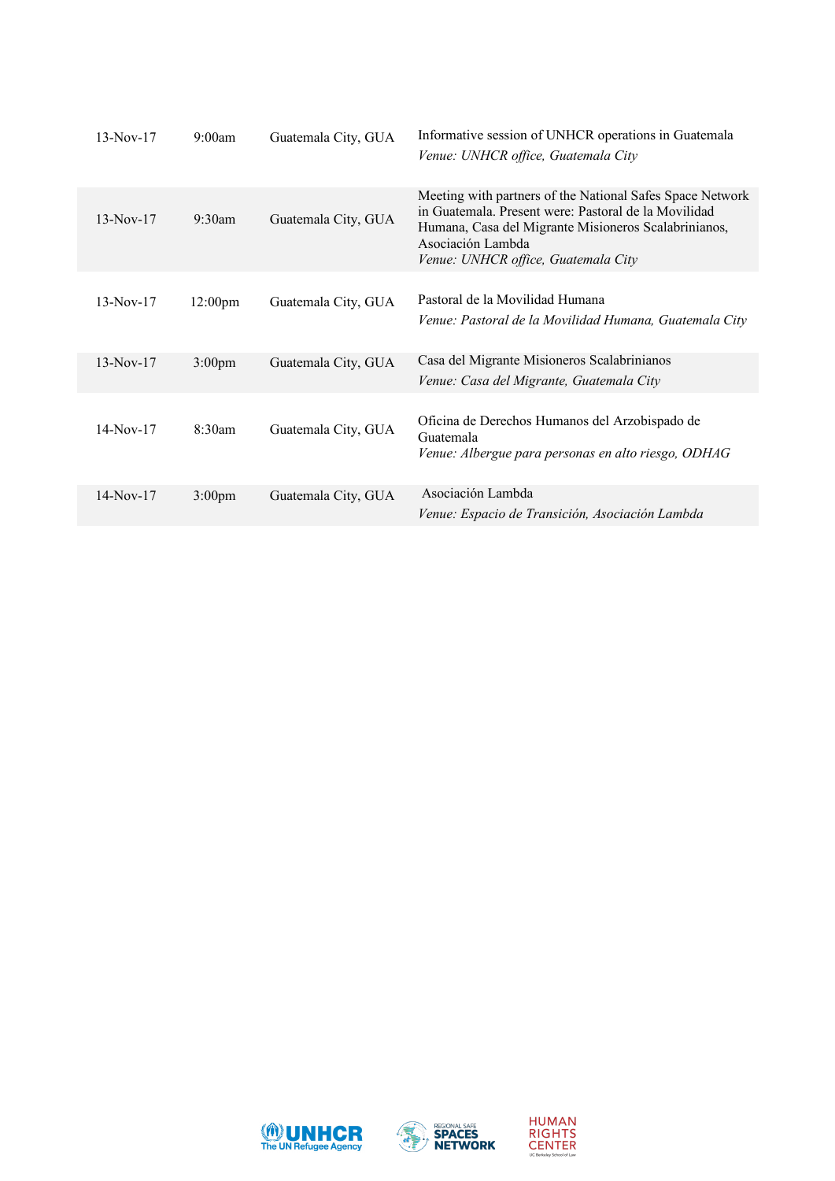| | | | |
|---|---|---|---|
| 13-Nov-17 | 9:00am | Guatemala City, GUA | Informative session of UNHCR operations in Guatemala<br>*Venue: UNHCR office, Guatemala City* |
| 13-Nov-17 | 9:30am | Guatemala City, GUA | Meeting with partners of the National Safes Space Network in Guatemala. Present were: Pastoral de la Movilidad Humana, Casa del Migrante Misioneros Scalabrinianos, Asociación Lambda<br>*Venue: UNHCR office, Guatemala City* |
| 13-Nov-17 | 12:00pm | Guatemala City, GUA | Pastoral de la Movilidad Humana<br>*Venue: Pastoral de la Movilidad Humana, Guatemala City* |
| 13-Nov-17 | 3:00pm | Guatemala City, GUA | Casa del Migrante Misioneros Scalabrinianos<br>*Venue: Casa del Migrante, Guatemala City* |
| 14-Nov-17 | 8:30am | Guatemala City, GUA | Oficina de Derechos Humanos del Arzobispado de Guatemala<br>*Venue: Albergue para personas en alto riesgo, ODHAG* |
| 14-Nov-17 | 3:00pm | Guatemala City, GUA | Asociación Lambda<br>*Venue: Espacio de Transición, Asociación Lambda* |